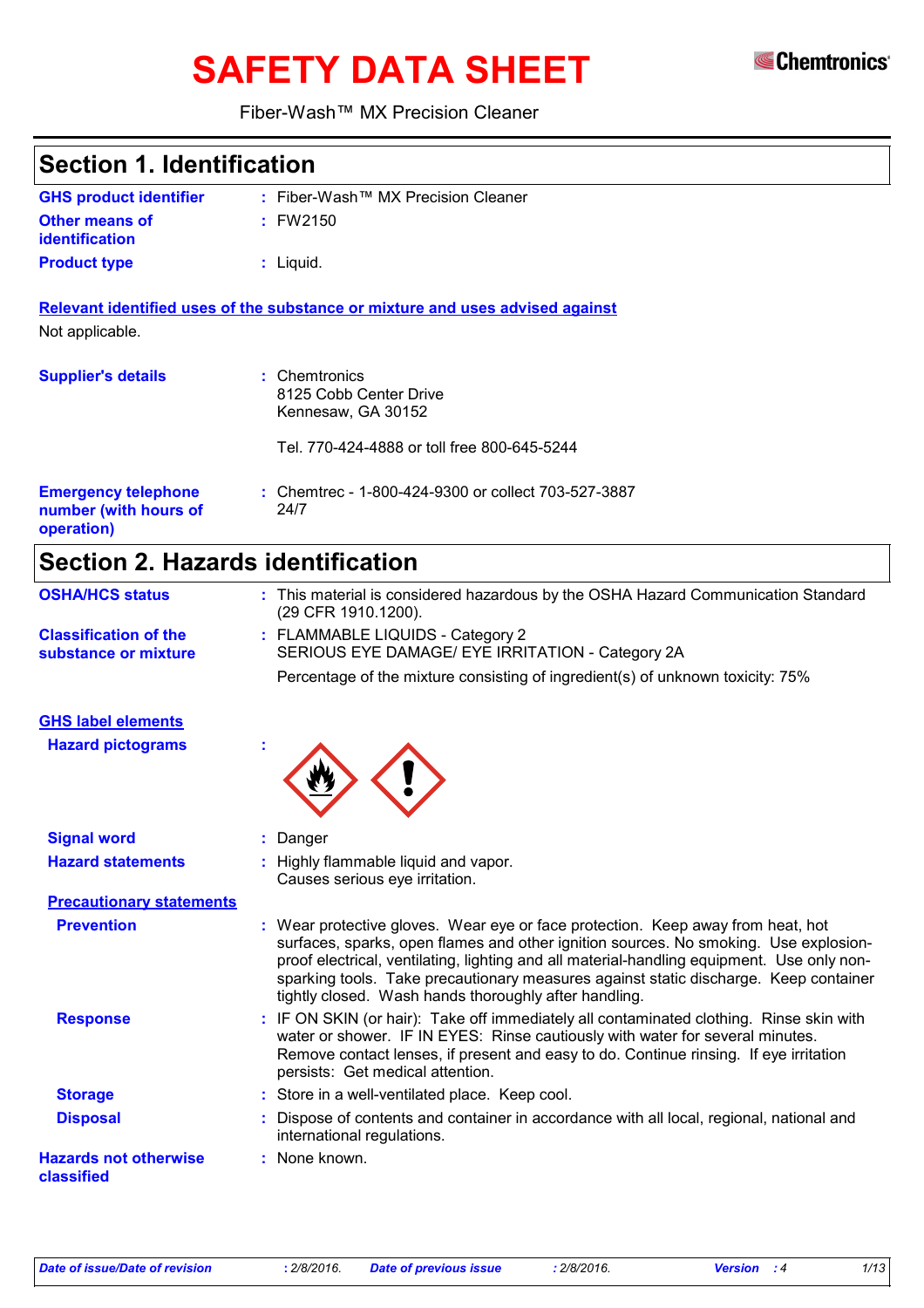# SAFETY DATA SHEET

Fiber-Wash™ MX Precision Cleaner

Chemtronics

## Section 1. Identification

**GHS product identifier** : Fiber-Wash™ MX Precision Cleaner

**Other means of identification** : FW2150

**Product type** : Liquid.

**Relevant identified uses of the substance or mixture and uses advised against**

Not applicable.

**Supplier's details** : Chemtronics
8125 Cobb Center Drive
Kennesaw, GA 30152

Tel. 770-424-4888 or toll free 800-645-5244

**Emergency telephone number (with hours of operation)** : Chemtrec - 1-800-424-9300 or collect 703-527-3887 24/7

## Section 2. Hazards identification

**OSHA/HCS status** : This material is considered hazardous by the OSHA Hazard Communication Standard (29 CFR 1910.1200).

**Classification of the substance or mixture** : FLAMMABLE LIQUIDS - Category 2
SERIOUS EYE DAMAGE/ EYE IRRITATION - Category 2A

Percentage of the mixture consisting of ingredient(s) of unknown toxicity: 75%

**GHS label elements**

**Hazard pictograms** :

**Signal word** : Danger

**Hazard statements** : Highly flammable liquid and vapor.
Causes serious eye irritation.

**Precautionary statements**

**Prevention** : Wear protective gloves. Wear eye or face protection. Keep away from heat, hot surfaces, sparks, open flames and other ignition sources. No smoking. Use explosion-proof electrical, ventilating, lighting and all material-handling equipment. Use only non-sparking tools. Take precautionary measures against static discharge. Keep container tightly closed. Wash hands thoroughly after handling.

**Response** : IF ON SKIN (or hair): Take off immediately all contaminated clothing. Rinse skin with water or shower. IF IN EYES: Rinse cautiously with water for several minutes. Remove contact lenses, if present and easy to do. Continue rinsing. If eye irritation persists: Get medical attention.

**Storage** : Store in a well-ventilated place. Keep cool.

**Disposal** : Dispose of contents and container in accordance with all local, regional, national and international regulations.

**Hazards not otherwise classified** : None known.

*Date of issue/Date of revision : 2/8/2016. Date of previous issue : 2/8/2016. Version : 4*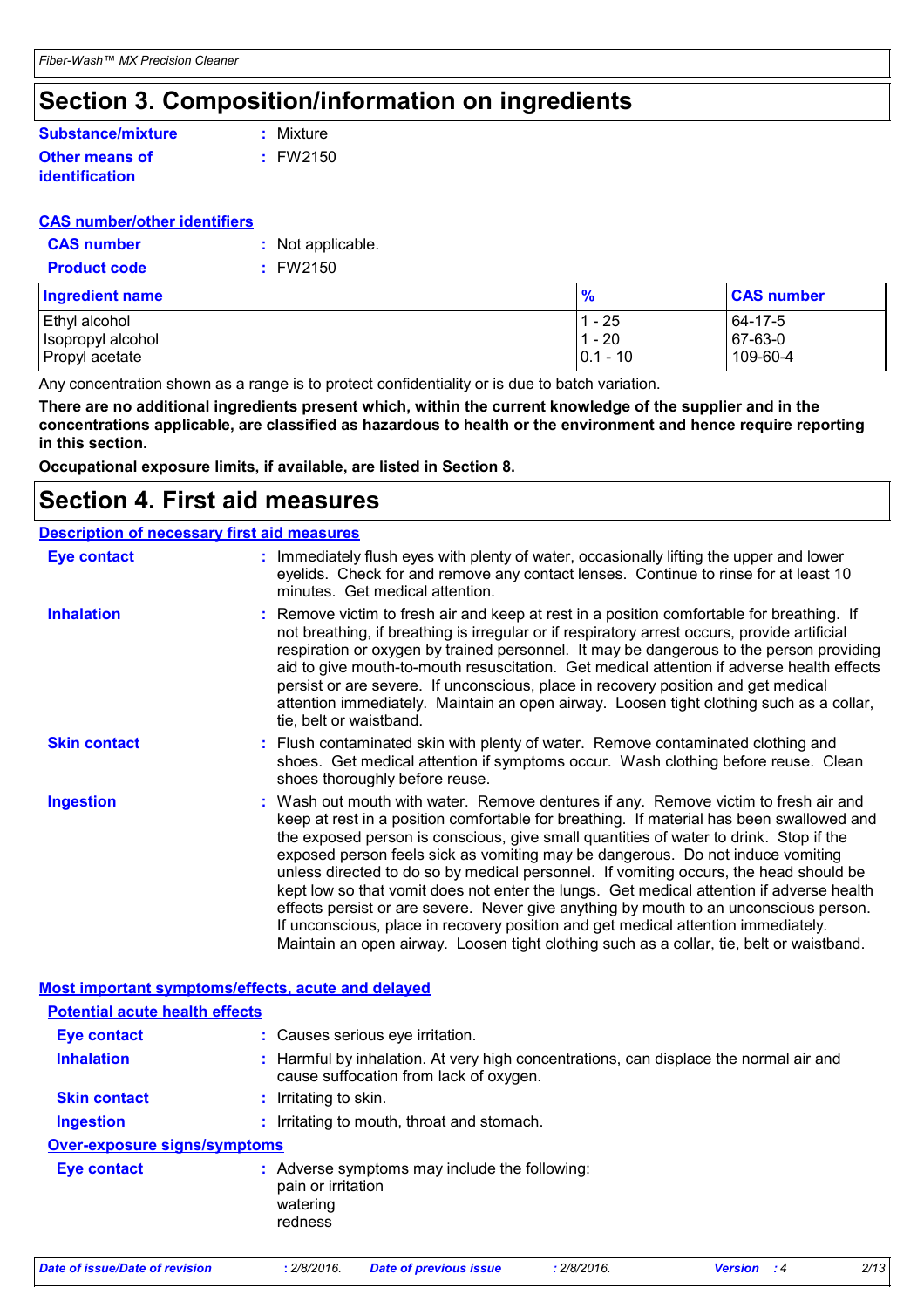# Section 3. Composition/information on ingredients

**Substance/mixture** : Mixture

**Other means of identification** : FW2150

**CAS number/other identifiers**

**CAS number** : Not applicable.

**Product code** : FW2150

| Ingredient name | % | CAS number |
|---|---|---|
| Ethyl alcohol | 1 - 25 | 64-17-5 |
| Isopropyl alcohol | 1 - 20 | 67-63-0 |
| Propyl acetate | 0.1 - 10 | 109-60-4 |

Any concentration shown as a range is to protect confidentiality or is due to batch variation.

**There are no additional ingredients present which, within the current knowledge of the supplier and in the concentrations applicable, are classified as hazardous to health or the environment and hence require reporting in this section.**

**Occupational exposure limits, if available, are listed in Section 8.**

# Section 4. First aid measures

**Description of necessary first aid measures**

**Eye contact** : Immediately flush eyes with plenty of water, occasionally lifting the upper and lower eyelids. Check for and remove any contact lenses. Continue to rinse for at least 10 minutes. Get medical attention.

**Inhalation** : Remove victim to fresh air and keep at rest in a position comfortable for breathing. If not breathing, if breathing is irregular or if respiratory arrest occurs, provide artificial respiration or oxygen by trained personnel. It may be dangerous to the person providing aid to give mouth-to-mouth resuscitation. Get medical attention if adverse health effects persist or are severe. If unconscious, place in recovery position and get medical attention immediately. Maintain an open airway. Loosen tight clothing such as a collar, tie, belt or waistband.

**Skin contact** : Flush contaminated skin with plenty of water. Remove contaminated clothing and shoes. Get medical attention if symptoms occur. Wash clothing before reuse. Clean shoes thoroughly before reuse.

**Ingestion** : Wash out mouth with water. Remove dentures if any. Remove victim to fresh air and keep at rest in a position comfortable for breathing. If material has been swallowed and the exposed person is conscious, give small quantities of water to drink. Stop if the exposed person feels sick as vomiting may be dangerous. Do not induce vomiting unless directed to do so by medical personnel. If vomiting occurs, the head should be kept low so that vomit does not enter the lungs. Get medical attention if adverse health effects persist or are severe. Never give anything by mouth to an unconscious person. If unconscious, place in recovery position and get medical attention immediately. Maintain an open airway. Loosen tight clothing such as a collar, tie, belt or waistband.

**Most important symptoms/effects, acute and delayed**

**Potential acute health effects**

**Eye contact** : Causes serious eye irritation.

**Inhalation** : Harmful by inhalation. At very high concentrations, can displace the normal air and cause suffocation from lack of oxygen.

**Skin contact** : Irritating to skin.

**Ingestion** : Irritating to mouth, throat and stomach.

**Over-exposure signs/symptoms**

**Eye contact** : Adverse symptoms may include the following:
pain or irritation
watering
redness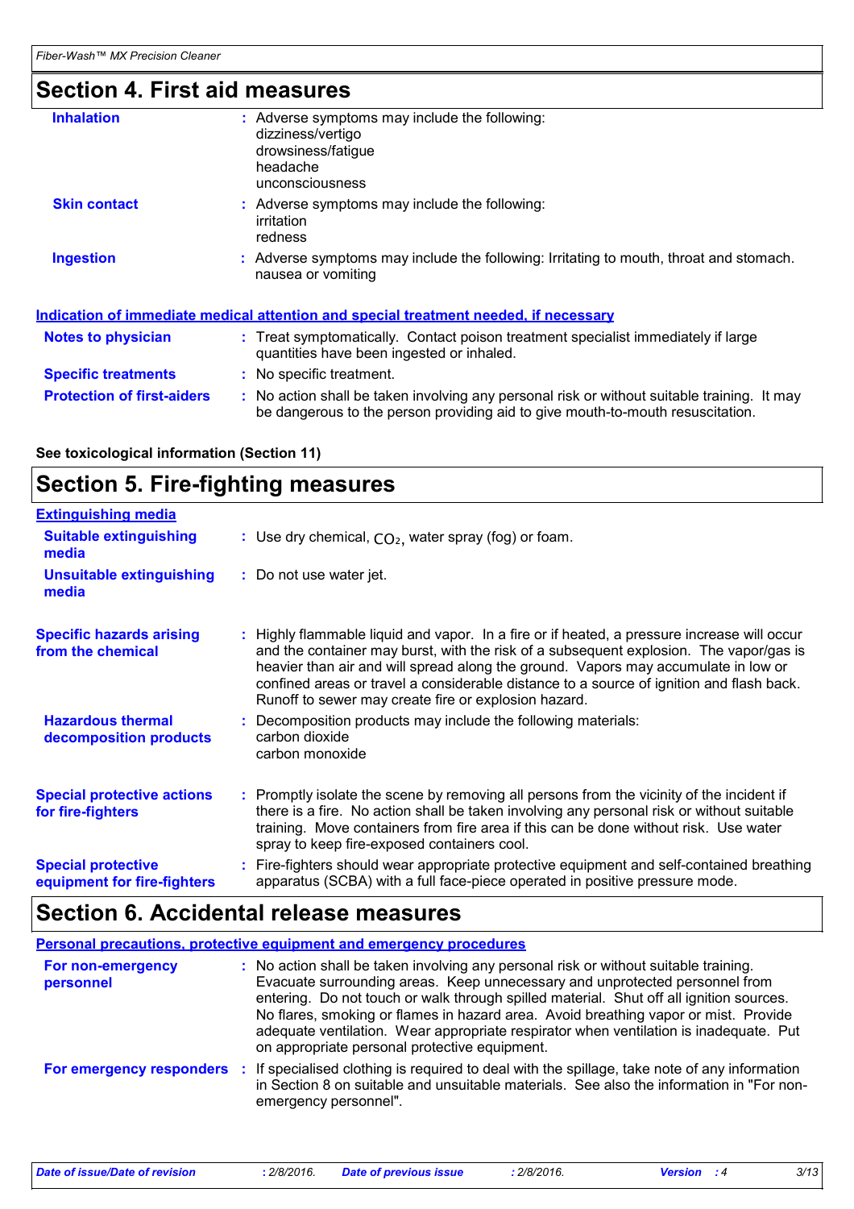## Section 4. First aid measures

**Inhalation** : Adverse symptoms may include the following:
dizziness/vertigo
drowsiness/fatigue
headache
unconsciousness

**Skin contact** : Adverse symptoms may include the following:
irritation
redness

**Ingestion** : Adverse symptoms may include the following: Irritating to mouth, throat and stomach.
nausea or vomiting

### Indication of immediate medical attention and special treatment needed, if necessary

**Notes to physician** : Treat symptomatically. Contact poison treatment specialist immediately if large quantities have been ingested or inhaled.

**Specific treatments** : No specific treatment.

**Protection of first-aiders** : No action shall be taken involving any personal risk or without suitable training. It may be dangerous to the person providing aid to give mouth-to-mouth resuscitation.

**See toxicological information (Section 11)**

## Section 5. Fire-fighting measures

### Extinguishing media

**Suitable extinguishing media** : Use dry chemical, $CO_2$, water spray (fog) or foam.

**Unsuitable extinguishing media** : Do not use water jet.

**Specific hazards arising from the chemical** : Highly flammable liquid and vapor. In a fire or if heated, a pressure increase will occur and the container may burst, with the risk of a subsequent explosion. The vapor/gas is heavier than air and will spread along the ground. Vapors may accumulate in low or confined areas or travel a considerable distance to a source of ignition and flash back. Runoff to sewer may create fire or explosion hazard.

**Hazardous thermal decomposition products** : Decomposition products may include the following materials:
carbon dioxide
carbon monoxide

**Special protective actions for fire-fighters** : Promptly isolate the scene by removing all persons from the vicinity of the incident if there is a fire. No action shall be taken involving any personal risk or without suitable training. Move containers from fire area if this can be done without risk. Use water spray to keep fire-exposed containers cool.

**Special protective equipment for fire-fighters** : Fire-fighters should wear appropriate protective equipment and self-contained breathing apparatus (SCBA) with a full face-piece operated in positive pressure mode.

## Section 6. Accidental release measures

### Personal precautions, protective equipment and emergency procedures

**For non-emergency personnel** : No action shall be taken involving any personal risk or without suitable training. Evacuate surrounding areas. Keep unnecessary and unprotected personnel from entering. Do not touch or walk through spilled material. Shut off all ignition sources. No flares, smoking or flames in hazard area. Avoid breathing vapor or mist. Provide adequate ventilation. Wear appropriate respirator when ventilation is inadequate. Put on appropriate personal protective equipment.

**For emergency responders** : If specialised clothing is required to deal with the spillage, take note of any information in Section 8 on suitable and unsuitable materials. See also the information in "For non-emergency personnel".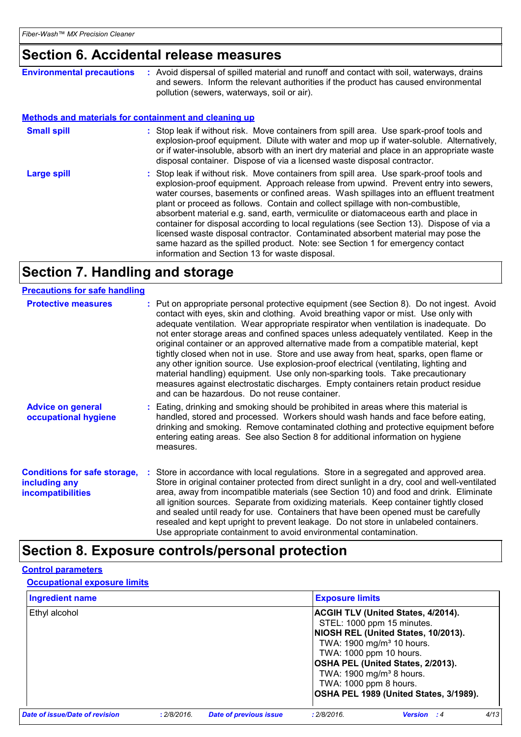## Section 6. Accidental release measures

**Environmental precautions** : Avoid dispersal of spilled material and runoff and contact with soil, waterways, drains and sewers. Inform the relevant authorities if the product has caused environmental pollution (sewers, waterways, soil or air).

### Methods and materials for containment and cleaning up

**Small spill** : Stop leak if without risk. Move containers from spill area. Use spark-proof tools and explosion-proof equipment. Dilute with water and mop up if water-soluble. Alternatively, or if water-insoluble, absorb with an inert dry material and place in an appropriate waste disposal container. Dispose of via a licensed waste disposal contractor.

**Large spill** : Stop leak if without risk. Move containers from spill area. Use spark-proof tools and explosion-proof equipment. Approach release from upwind. Prevent entry into sewers, water courses, basements or confined areas. Wash spillages into an effluent treatment plant or proceed as follows. Contain and collect spillage with non-combustible, absorbent material e.g. sand, earth, vermiculite or diatomaceous earth and place in container for disposal according to local regulations (see Section 13). Dispose of via a licensed waste disposal contractor. Contaminated absorbent material may pose the same hazard as the spilled product. Note: see Section 1 for emergency contact information and Section 13 for waste disposal.

## Section 7. Handling and storage

### Precautions for safe handling

**Protective measures** : Put on appropriate personal protective equipment (see Section 8). Do not ingest. Avoid contact with eyes, skin and clothing. Avoid breathing vapor or mist. Use only with adequate ventilation. Wear appropriate respirator when ventilation is inadequate. Do not enter storage areas and confined spaces unless adequately ventilated. Keep in the original container or an approved alternative made from a compatible material, kept tightly closed when not in use. Store and use away from heat, sparks, open flame or any other ignition source. Use explosion-proof electrical (ventilating, lighting and material handling) equipment. Use only non-sparking tools. Take precautionary measures against electrostatic discharges. Empty containers retain product residue and can be hazardous. Do not reuse container.

**Advice on general occupational hygiene** : Eating, drinking and smoking should be prohibited in areas where this material is handled, stored and processed. Workers should wash hands and face before eating, drinking and smoking. Remove contaminated clothing and protective equipment before entering eating areas. See also Section 8 for additional information on hygiene measures.

**Conditions for safe storage, including any incompatibilities** : Store in accordance with local regulations. Store in a segregated and approved area. Store in original container protected from direct sunlight in a dry, cool and well-ventilated area, away from incompatible materials (see Section 10) and food and drink. Eliminate all ignition sources. Separate from oxidizing materials. Keep container tightly closed and sealed until ready for use. Containers that have been opened must be carefully resealed and kept upright to prevent leakage. Do not store in unlabeled containers. Use appropriate containment to avoid environmental contamination.

## Section 8. Exposure controls/personal protection

### Control parameters

#### Occupational exposure limits

| Ingredient name | Exposure limits |
|---|---|
| Ethyl alcohol | **ACGIH TLV (United States, 4/2014).**<br>STEL: 1000 ppm 15 minutes.<br>**NIOSH REL (United States, 10/2013).**<br>TWA: 1900 mg/m³ 10 hours.<br>TWA: 1000 ppm 10 hours.<br>**OSHA PEL (United States, 2/2013).**<br>TWA: 1900 mg/m³ 8 hours.<br>TWA: 1000 ppm 8 hours.<br>**OSHA PEL 1989 (United States, 3/1989).** |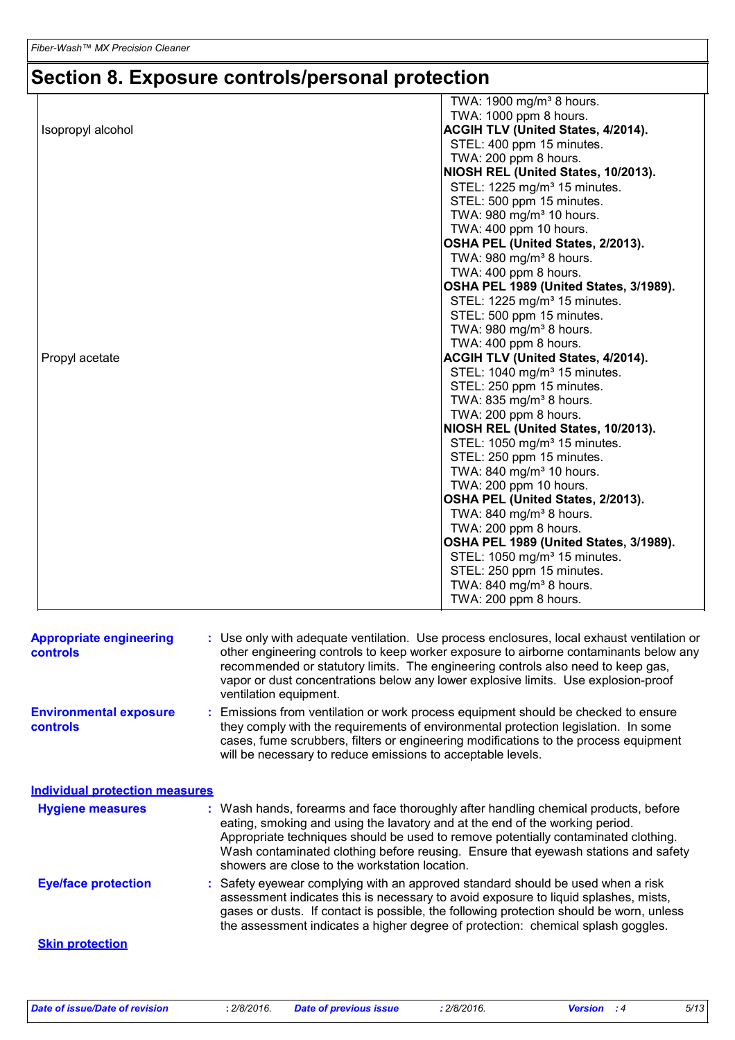# Section 8. Exposure controls/personal protection

| Ingredient name | Exposure limits |
| --- | --- |
| | TWA: 1900 mg/m³ 8 hours.<br>TWA: 1000 ppm 8 hours. |
| Isopropyl alcohol | **ACGIH TLV (United States, 4/2014).**<br>STEL: 400 ppm 15 minutes.<br>TWA: 200 ppm 8 hours.<br>**NIOSH REL (United States, 10/2013).**<br>STEL: 1225 mg/m³ 15 minutes.<br>STEL: 500 ppm 15 minutes.<br>TWA: 980 mg/m³ 10 hours.<br>TWA: 400 ppm 10 hours.<br>**OSHA PEL (United States, 2/2013).**<br>TWA: 980 mg/m³ 8 hours.<br>TWA: 400 ppm 8 hours.<br>**OSHA PEL 1989 (United States, 3/1989).**<br>STEL: 1225 mg/m³ 15 minutes.<br>STEL: 500 ppm 15 minutes.<br>TWA: 980 mg/m³ 8 hours.<br>TWA: 400 ppm 8 hours. |
| Propyl acetate | **ACGIH TLV (United States, 4/2014).**<br>STEL: 1040 mg/m³ 15 minutes.<br>STEL: 250 ppm 15 minutes.<br>TWA: 835 mg/m³ 8 hours.<br>TWA: 200 ppm 8 hours.<br>**NIOSH REL (United States, 10/2013).**<br>STEL: 1050 mg/m³ 15 minutes.<br>STEL: 250 ppm 15 minutes.<br>TWA: 840 mg/m³ 10 hours.<br>TWA: 200 ppm 10 hours.<br>**OSHA PEL (United States, 2/2013).**<br>TWA: 840 mg/m³ 8 hours.<br>TWA: 200 ppm 8 hours.<br>**OSHA PEL 1989 (United States, 3/1989).**<br>STEL: 1050 mg/m³ 15 minutes.<br>STEL: 250 ppm 15 minutes.<br>TWA: 840 mg/m³ 8 hours.<br>TWA: 200 ppm 8 hours. |

**Appropriate engineering controls** : Use only with adequate ventilation. Use process enclosures, local exhaust ventilation or other engineering controls to keep worker exposure to airborne contaminants below any recommended or statutory limits. The engineering controls also need to keep gas, vapor or dust concentrations below any lower explosive limits. Use explosion-proof ventilation equipment.

**Environmental exposure controls** : Emissions from ventilation or work process equipment should be checked to ensure they comply with the requirements of environmental protection legislation. In some cases, fume scrubbers, filters or engineering modifications to the process equipment will be necessary to reduce emissions to acceptable levels.

## Individual protection measures

**Hygiene measures** : Wash hands, forearms and face thoroughly after handling chemical products, before eating, smoking and using the lavatory and at the end of the working period. Appropriate techniques should be used to remove potentially contaminated clothing. Wash contaminated clothing before reusing. Ensure that eyewash stations and safety showers are close to the workstation location.

**Eye/face protection** : Safety eyewear complying with an approved standard should be used when a risk assessment indicates this is necessary to avoid exposure to liquid splashes, mists, gases or dusts. If contact is possible, the following protection should be worn, unless the assessment indicates a higher degree of protection: chemical splash goggles.

### Skin protection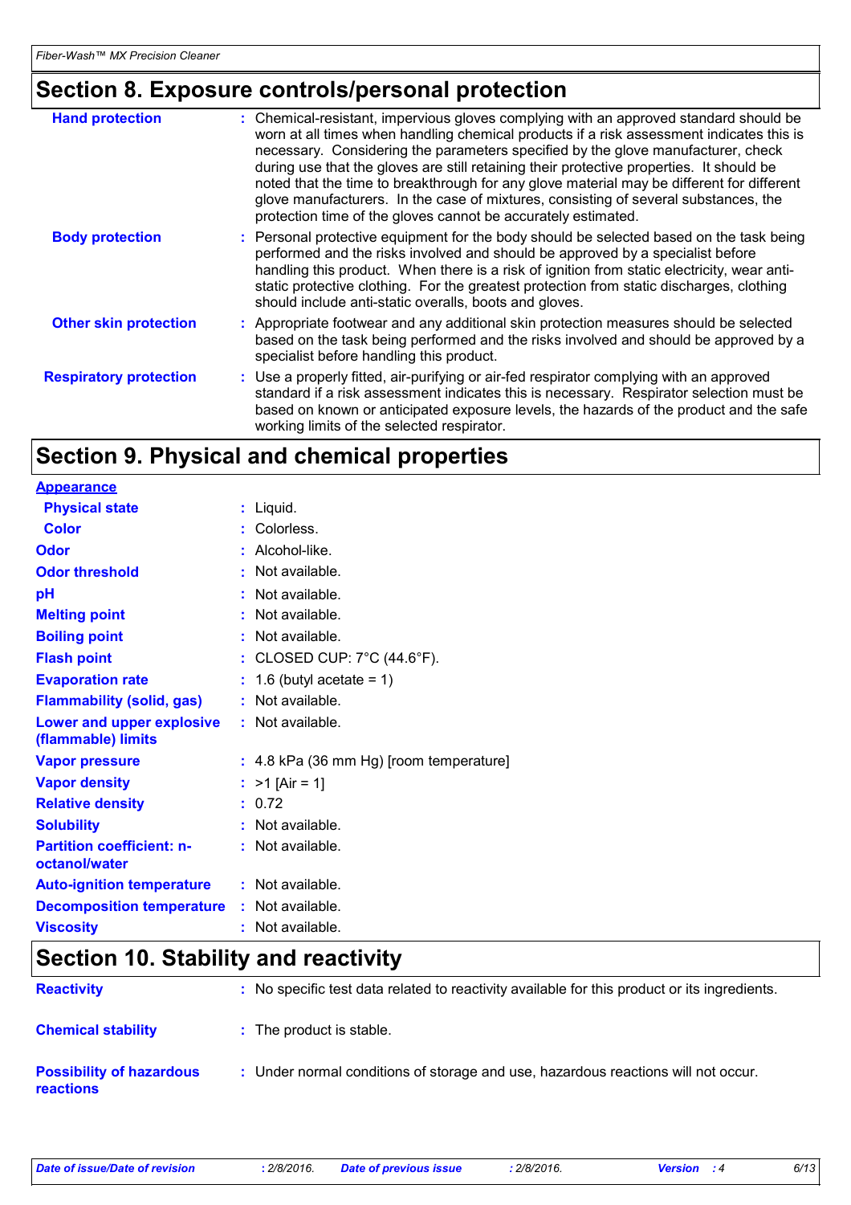## Section 8. Exposure controls/personal protection

| | |
|---|---|
| **Hand protection** | : Chemical-resistant, impervious gloves complying with an approved standard should be worn at all times when handling chemical products if a risk assessment indicates this is necessary. Considering the parameters specified by the glove manufacturer, check during use that the gloves are still retaining their protective properties. It should be noted that the time to breakthrough for any glove material may be different for different glove manufacturers. In the case of mixtures, consisting of several substances, the protection time of the gloves cannot be accurately estimated. |
| **Body protection** | : Personal protective equipment for the body should be selected based on the task being performed and the risks involved and should be approved by a specialist before handling this product. When there is a risk of ignition from static electricity, wear anti-static protective clothing. For the greatest protection from static discharges, clothing should include anti-static overalls, boots and gloves. |
| **Other skin protection** | : Appropriate footwear and any additional skin protection measures should be selected based on the task being performed and the risks involved and should be approved by a specialist before handling this product. |
| **Respiratory protection** | : Use a properly fitted, air-purifying or air-fed respirator complying with an approved standard if a risk assessment indicates this is necessary. Respirator selection must be based on known or anticipated exposure levels, the hazards of the product and the safe working limits of the selected respirator. |

## Section 9. Physical and chemical properties

| | |
|---|---|
| **Appearance** | |
| **Physical state** | : Liquid. |
| **Color** | : Colorless. |
| **Odor** | : Alcohol-like. |
| **Odor threshold** | : Not available. |
| **pH** | : Not available. |
| **Melting point** | : Not available. |
| **Boiling point** | : Not available. |
| **Flash point** | : CLOSED CUP: 7°C (44.6°F). |
| **Evaporation rate** | : 1.6 (butyl acetate = 1) |
| **Flammability (solid, gas)** | : Not available. |
| **Lower and upper explosive (flammable) limits** | : Not available. |
| **Vapor pressure** | : 4.8 kPa (36 mm Hg) [room temperature] |
| **Vapor density** | : >1 [Air = 1] |
| **Relative density** | : 0.72 |
| **Solubility** | : Not available. |
| **Partition coefficient: n-octanol/water** | : Not available. |
| **Auto-ignition temperature** | : Not available. |
| **Decomposition temperature** | : Not available. |
| **Viscosity** | : Not available. |

## Section 10. Stability and reactivity

| | |
|---|---|
| **Reactivity** | : No specific test data related to reactivity available for this product or its ingredients. |
| **Chemical stability** | : The product is stable. |
| **Possibility of hazardous reactions** | : Under normal conditions of storage and use, hazardous reactions will not occur. |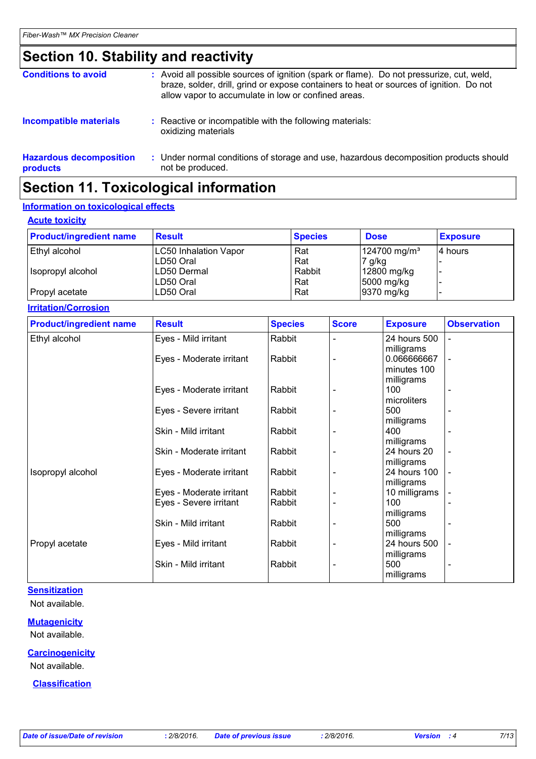# Section 10. Stability and reactivity

**Conditions to avoid** : Avoid all possible sources of ignition (spark or flame). Do not pressurize, cut, weld, braze, solder, drill, grind or expose containers to heat or sources of ignition. Do not allow vapor to accumulate in low or confined areas.

**Incompatible materials** : Reactive or incompatible with the following materials: oxidizing materials

**Hazardous decomposition products** : Under normal conditions of storage and use, hazardous decomposition products should not be produced.

# Section 11. Toxicological information

## Information on toxicological effects

### Acute toxicity

| Product/ingredient name | Result | Species | Dose | Exposure |
|---|---|---|---|---|
| Ethyl alcohol | LC50 Inhalation Vapor | Rat | 124700 mg/m³ | 4 hours |
| | LD50 Oral | Rat | 7 g/kg | - |
| Isopropyl alcohol | LD50 Dermal | Rabbit | 12800 mg/kg | - |
| | LD50 Oral | Rat | 5000 mg/kg | - |
| Propyl acetate | LD50 Oral | Rat | 9370 mg/kg | - |

### Irritation/Corrosion

| Product/ingredient name | Result | Species | Score | Exposure | Observation |
|---|---|---|---|---|---|
| Ethyl alcohol | Eyes - Mild irritant | Rabbit | - | 24 hours 500 milligrams | - |
| | Eyes - Moderate irritant | Rabbit | - | 0.066666667 minutes 100 milligrams | - |
| | Eyes - Moderate irritant | Rabbit | - | 100 microliters | - |
| | Eyes - Severe irritant | Rabbit | - | 500 milligrams | - |
| | Skin - Mild irritant | Rabbit | - | 400 milligrams | - |
| | Skin - Moderate irritant | Rabbit | - | 24 hours 20 milligrams | - |
| Isopropyl alcohol | Eyes - Moderate irritant | Rabbit | - | 24 hours 100 milligrams | - |
| | Eyes - Moderate irritant | Rabbit | - | 10 milligrams | - |
| | Eyes - Severe irritant | Rabbit | - | 100 milligrams | - |
| | Skin - Mild irritant | Rabbit | - | 500 milligrams | - |
| Propyl acetate | Eyes - Mild irritant | Rabbit | - | 24 hours 500 milligrams | - |
| | Skin - Mild irritant | Rabbit | - | 500 milligrams | - |

### Sensitization

Not available.

### Mutagenicity

Not available.

### Carcinogenicity

Not available.

### Classification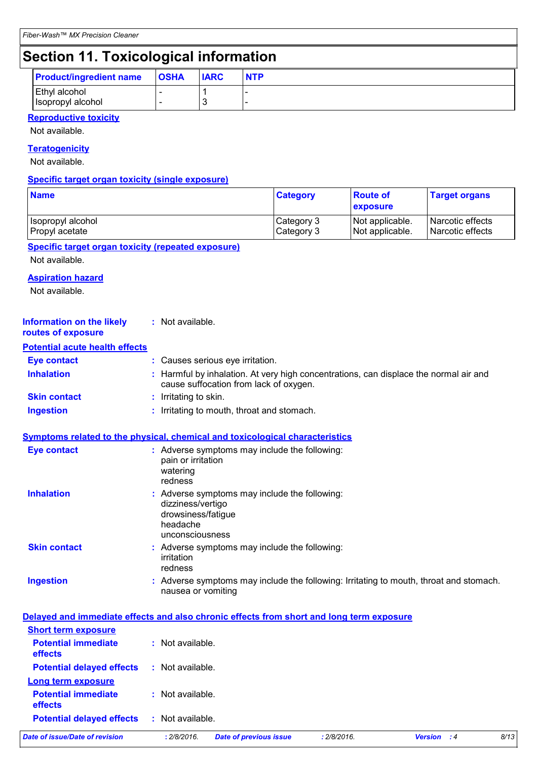# Section 11. Toxicological information

| Product/ingredient name | OSHA | IARC | NTP |
|---|---|---|---|
| Ethyl alcohol | - | 1 | - |
| Isopropyl alcohol | - | 3 | - |

**Reproductive toxicity**

Not available.

**Teratogenicity**

Not available.

**Specific target organ toxicity (single exposure)**

| Name | Category | Route of exposure | Target organs |
|---|---|---|---|
| Isopropyl alcohol | Category 3 | Not applicable. | Narcotic effects |
| Propyl acetate | Category 3 | Not applicable. | Narcotic effects |

**Specific target organ toxicity (repeated exposure)**

Not available.

**Aspiration hazard**

Not available.

**Information on the likely routes of exposure** : Not available.

**Potential acute health effects**

- **Eye contact** : Causes serious eye irritation.
- **Inhalation** : Harmful by inhalation. At very high concentrations, can displace the normal air and cause suffocation from lack of oxygen.
- **Skin contact** : Irritating to skin.
- **Ingestion** : Irritating to mouth, throat and stomach.

**Symptoms related to the physical, chemical and toxicological characteristics**

- **Eye contact** : Adverse symptoms may include the following:
  pain or irritation
  watering
  redness
- **Inhalation** : Adverse symptoms may include the following:
  dizziness/vertigo
  drowsiness/fatigue
  headache
  unconsciousness
- **Skin contact** : Adverse symptoms may include the following:
  irritation
  redness
- **Ingestion** : Adverse symptoms may include the following: Irritating to mouth, throat and stomach.
  nausea or vomiting

**Delayed and immediate effects and also chronic effects from short and long term exposure**

**Short term exposure**

- **Potential immediate effects** : Not available.
- **Potential delayed effects** : Not available.

**Long term exposure**

- **Potential immediate effects** : Not available.
- **Potential delayed effects** : Not available.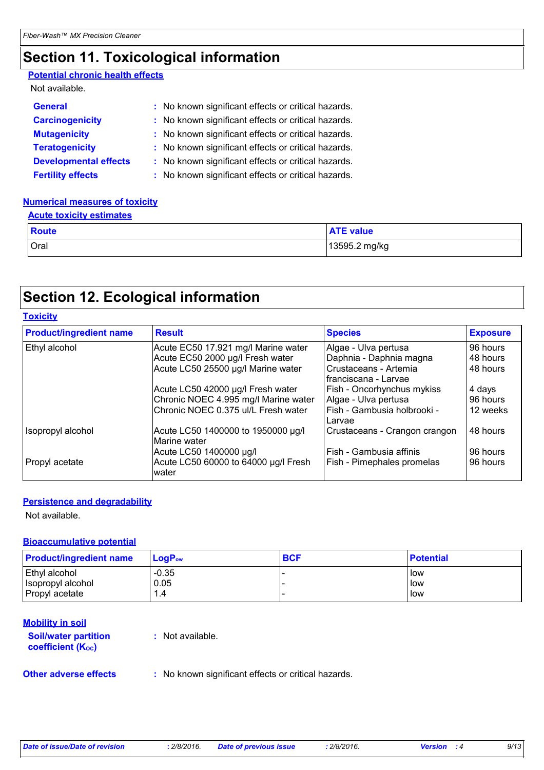# Section 11. Toxicological information

**Potential chronic health effects**

Not available.

**General** : No known significant effects or critical hazards.

**Carcinogenicity** : No known significant effects or critical hazards.

**Mutagenicity** : No known significant effects or critical hazards.

**Teratogenicity** : No known significant effects or critical hazards.

**Developmental effects** : No known significant effects or critical hazards.

**Fertility effects** : No known significant effects or critical hazards.

**Numerical measures of toxicity**

**Acute toxicity estimates**

| Route | ATE value |
|---|---|
| Oral | 13595.2 mg/kg |

# Section 12. Ecological information

**Toxicity**

| Product/ingredient name | Result | Species | Exposure |
|---|---|---|---|
| Ethyl alcohol | Acute EC50 17.921 mg/l Marine water | Algae - Ulva pertusa | 96 hours |
| | Acute EC50 2000 µg/l Fresh water | Daphnia - Daphnia magna | 48 hours |
| | Acute LC50 25500 µg/l Marine water | Crustaceans - Artemia franciscana - Larvae | 48 hours |
| | Acute LC50 42000 µg/l Fresh water | Fish - Oncorhynchus mykiss | 4 days |
| | Chronic NOEC 4.995 mg/l Marine water | Algae - Ulva pertusa | 96 hours |
| | Chronic NOEC 0.375 ul/L Fresh water | Fish - Gambusia holbrooki - Larvae | 12 weeks |
| Isopropyl alcohol | Acute LC50 1400000 to 1950000 µg/l Marine water | Crustaceans - Crangon crangon | 48 hours |
| | Acute LC50 1400000 µg/l | Fish - Gambusia affinis | 96 hours |
| Propyl acetate | Acute LC50 60000 to 64000 µg/l Fresh water | Fish - Pimephales promelas | 96 hours |

**Persistence and degradability**

Not available.

**Bioaccumulative potential**

| Product/ingredient name | $LogP_{ow}$ | BCF | Potential |
|---|---|---|---|
| Ethyl alcohol | -0.35 | - | low |
| Isopropyl alcohol | 0.05 | - | low |
| Propyl acetate | 1.4 | - | low |

**Mobility in soil**

**Soil/water partition coefficient ($K_{OC}$)** : Not available.

**Other adverse effects** : No known significant effects or critical hazards.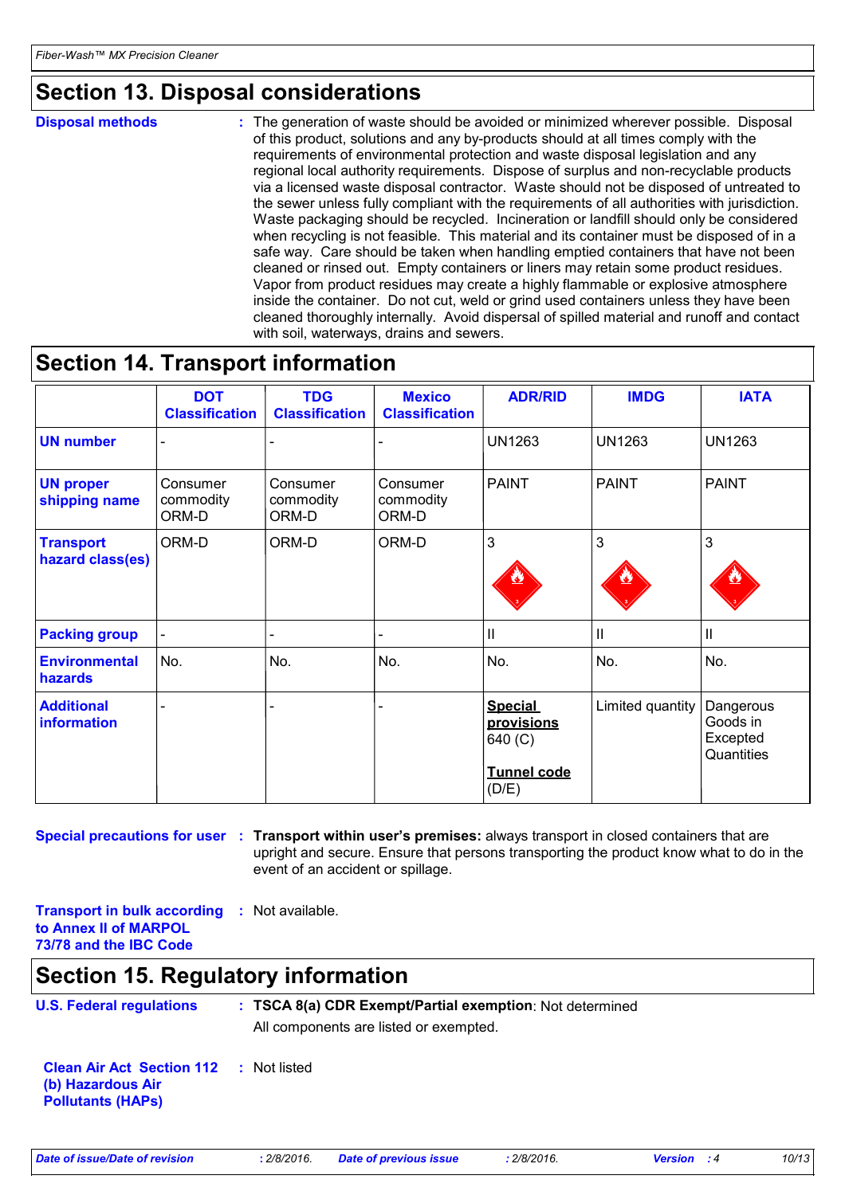## Section 13. Disposal considerations

**Disposal methods** : The generation of waste should be avoided or minimized wherever possible. Disposal of this product, solutions and any by-products should at all times comply with the requirements of environmental protection and waste disposal legislation and any regional local authority requirements. Dispose of surplus and non-recyclable products via a licensed waste disposal contractor. Waste should not be disposed of untreated to the sewer unless fully compliant with the requirements of all authorities with jurisdiction. Waste packaging should be recycled. Incineration or landfill should only be considered when recycling is not feasible. This material and its container must be disposed of in a safe way. Care should be taken when handling emptied containers that have not been cleaned or rinsed out. Empty containers or liners may retain some product residues. Vapor from product residues may create a highly flammable or explosive atmosphere inside the container. Do not cut, weld or grind used containers unless they have been cleaned thoroughly internally. Avoid dispersal of spilled material and runoff and contact with soil, waterways, drains and sewers.

## Section 14. Transport information

| | DOT Classification | TDG Classification | Mexico Classification | ADR/RID | IMDG | IATA |
|---|---|---|---|---|---|---|
| **UN number** | - | - | - | UN1263 | UN1263 | UN1263 |
| **UN proper shipping name** | Consumer commodity ORM-D | Consumer commodity ORM-D | Consumer commodity ORM-D | PAINT | PAINT | PAINT |
| **Transport hazard class(es)** | ORM-D | ORM-D | ORM-D | 3 | 3 | 3 |
| **Packing group** | - | - | - | II | II | II |
| **Environmental hazards** | No. | No. | No. | No. | No. | No. |
| **Additional information** | - | - | - | **Special provisions** 640 (C) **Tunnel code** (D/E) | Limited quantity | Dangerous Goods in Excepted Quantities |

**Special precautions for user** : **Transport within user's premises:** always transport in closed containers that are upright and secure. Ensure that persons transporting the product know what to do in the event of an accident or spillage.

**Transport in bulk according to Annex II of MARPOL 73/78 and the IBC Code** : Not available.

## Section 15. Regulatory information

**U.S. Federal regulations** : **TSCA 8(a) CDR Exempt/Partial exemption**: Not determined

All components are listed or exempted.

**Clean Air Act Section 112 (b) Hazardous Air Pollutants (HAPs)** : Not listed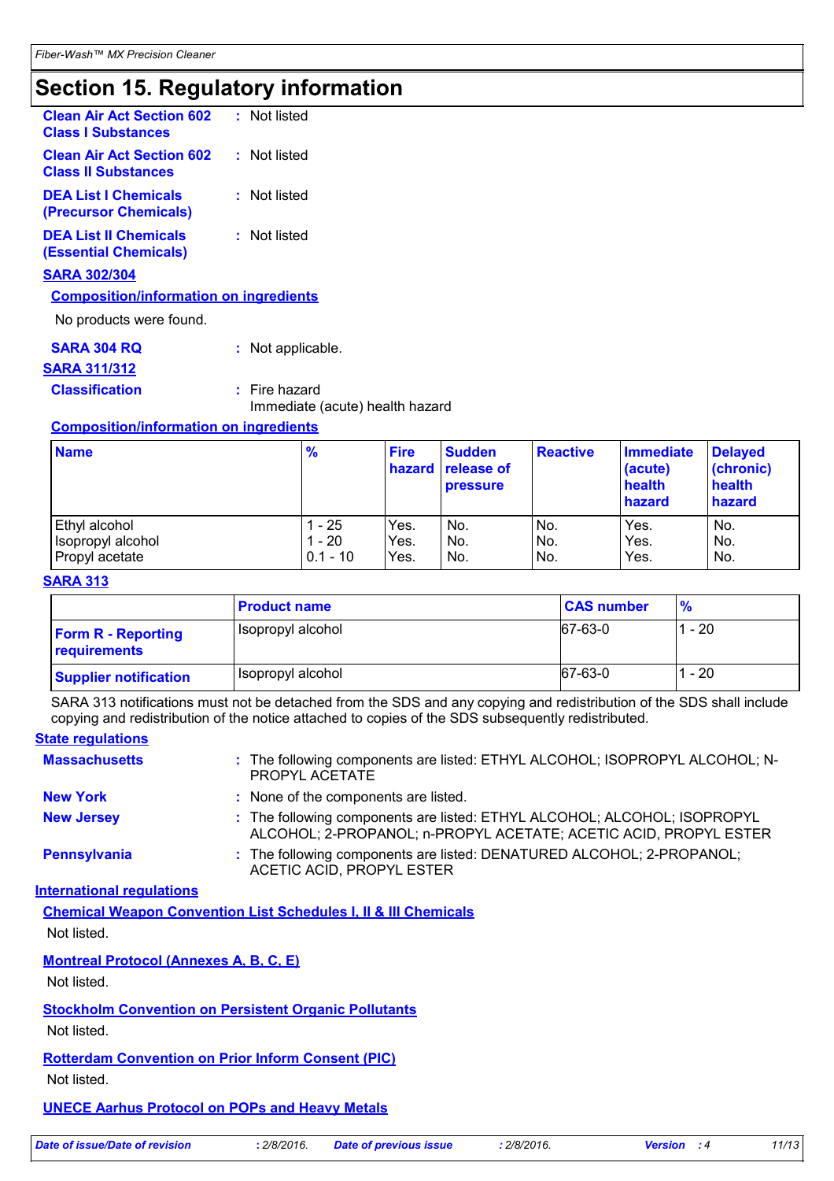# Section 15. Regulatory information

**Clean Air Act Section 602 Class I Substances** : Not listed

**Clean Air Act Section 602 Class II Substances** : Not listed

**DEA List I Chemicals (Precursor Chemicals)** : Not listed

**DEA List II Chemicals (Essential Chemicals)** : Not listed

**SARA 302/304**

**Composition/information on ingredients**

No products were found.

**SARA 304 RQ** : Not applicable.

**SARA 311/312**

**Classification** : Fire hazard
Immediate (acute) health hazard

**Composition/information on ingredients**

| Name | % | Fire hazard | Sudden release of pressure | Reactive | Immediate (acute) health hazard | Delayed (chronic) health hazard |
|---|---|---|---|---|---|---|
| Ethyl alcohol | 1 - 25 | Yes. | No. | No. | Yes. | No. |
| Isopropyl alcohol | 1 - 20 | Yes. | No. | No. | Yes. | No. |
| Propyl acetate | 0.1 - 10 | Yes. | No. | No. | Yes. | No. |

**SARA 313**

| | Product name | CAS number | % |
|---|---|---|---|
| Form R - Reporting requirements | Isopropyl alcohol | 67-63-0 | 1 - 20 |
| Supplier notification | Isopropyl alcohol | 67-63-0 | 1 - 20 |

SARA 313 notifications must not be detached from the SDS and any copying and redistribution of the SDS shall include copying and redistribution of the notice attached to copies of the SDS subsequently redistributed.

**State regulations**

**Massachusetts** : The following components are listed: ETHYL ALCOHOL; ISOPROPYL ALCOHOL; N-PROPYL ACETATE

**New York** : None of the components are listed.

**New Jersey** : The following components are listed: ETHYL ALCOHOL; ALCOHOL; ISOPROPYL ALCOHOL; 2-PROPANOL; n-PROPYL ACETATE; ACETIC ACID, PROPYL ESTER

**Pennsylvania** : The following components are listed: DENATURED ALCOHOL; 2-PROPANOL; ACETIC ACID, PROPYL ESTER

**International regulations**

**Chemical Weapon Convention List Schedules I, II & III Chemicals**

Not listed.

**Montreal Protocol (Annexes A, B, C, E)**

Not listed.

**Stockholm Convention on Persistent Organic Pollutants**

Not listed.

**Rotterdam Convention on Prior Inform Consent (PIC)**

Not listed.

**UNECE Aarhus Protocol on POPs and Heavy Metals**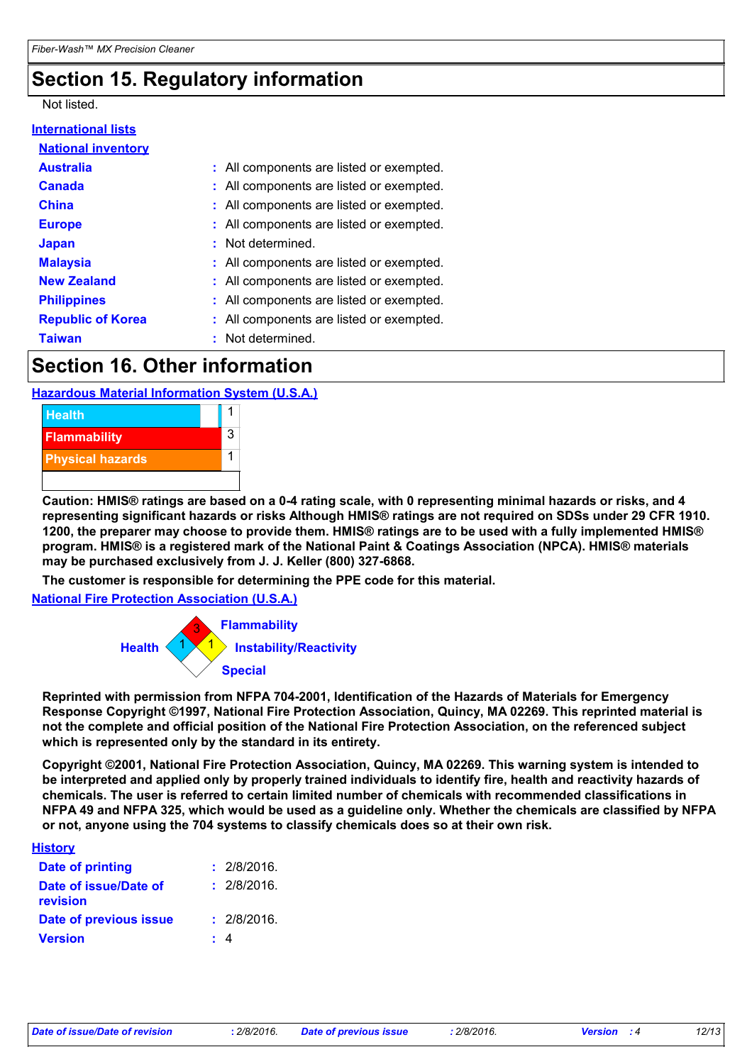## Section 15. Regulatory information

Not listed.

**International lists**

**National inventory**

| | |
|---|---|
| **Australia** | : All components are listed or exempted. |
| **Canada** | : All components are listed or exempted. |
| **China** | : All components are listed or exempted. |
| **Europe** | : All components are listed or exempted. |
| **Japan** | : Not determined. |
| **Malaysia** | : All components are listed or exempted. |
| **New Zealand** | : All components are listed or exempted. |
| **Philippines** | : All components are listed or exempted. |
| **Republic of Korea** | : All components are listed or exempted. |
| **Taiwan** | : Not determined. |

## Section 16. Other information

**Hazardous Material Information System (U.S.A.)**

| | |
|---|---|
| Health | 1 |
| Flammability | 3 |
| Physical hazards | 1 |

**Caution: HMIS® ratings are based on a 0-4 rating scale, with 0 representing minimal hazards or risks, and 4 representing significant hazards or risks Although HMIS® ratings are not required on SDSs under 29 CFR 1910. 1200, the preparer may choose to provide them. HMIS® ratings are to be used with a fully implemented HMIS® program. HMIS® is a registered mark of the National Paint & Coatings Association (NPCA). HMIS® materials may be purchased exclusively from J. J. Keller (800) 327-6868.**

**The customer is responsible for determining the PPE code for this material.**

**National Fire Protection Association (U.S.A.)**

| | |
|---|---|
| Flammability | 3 |
| Health | 1 |
| Instability/Reactivity | 1 |
| Special | |

**Reprinted with permission from NFPA 704-2001, Identification of the Hazards of Materials for Emergency Response Copyright ©1997, National Fire Protection Association, Quincy, MA 02269. This reprinted material is not the complete and official position of the National Fire Protection Association, on the referenced subject which is represented only by the standard in its entirety.**

**Copyright ©2001, National Fire Protection Association, Quincy, MA 02269. This warning system is intended to be interpreted and applied only by properly trained individuals to identify fire, health and reactivity hazards of chemicals. The user is referred to certain limited number of chemicals with recommended classifications in NFPA 49 and NFPA 325, which would be used as a guideline only. Whether the chemicals are classified by NFPA or not, anyone using the 704 systems to classify chemicals does so at their own risk.**

**History**

| | |
|---|---|
| **Date of printing** | : 2/8/2016. |
| **Date of issue/Date of revision** | : 2/8/2016. |
| **Date of previous issue** | : 2/8/2016. |
| **Version** | : 4 |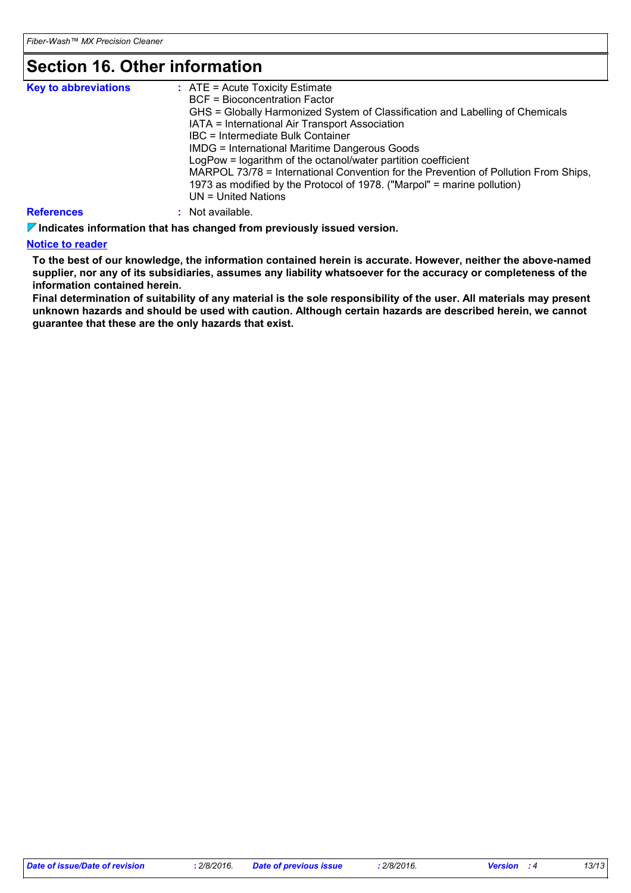## Section 16. Other information

**Key to abbreviations** : ATE = Acute Toxicity Estimate
BCF = Bioconcentration Factor
GHS = Globally Harmonized System of Classification and Labelling of Chemicals
IATA = International Air Transport Association
IBC = Intermediate Bulk Container
IMDG = International Maritime Dangerous Goods
LogPow = logarithm of the octanol/water partition coefficient
MARPOL 73/78 = International Convention for the Prevention of Pollution From Ships, 1973 as modified by the Protocol of 1978. ("Marpol" = marine pollution)
UN = United Nations

**References** : Not available.

**Indicates information that has changed from previously issued version.**

**Notice to reader**

**To the best of our knowledge, the information contained herein is accurate. However, neither the above-named supplier, nor any of its subsidiaries, assumes any liability whatsoever for the accuracy or completeness of the information contained herein.**

**Final determination of suitability of any material is the sole responsibility of the user. All materials may present unknown hazards and should be used with caution. Although certain hazards are described herein, we cannot guarantee that these are the only hazards that exist.**